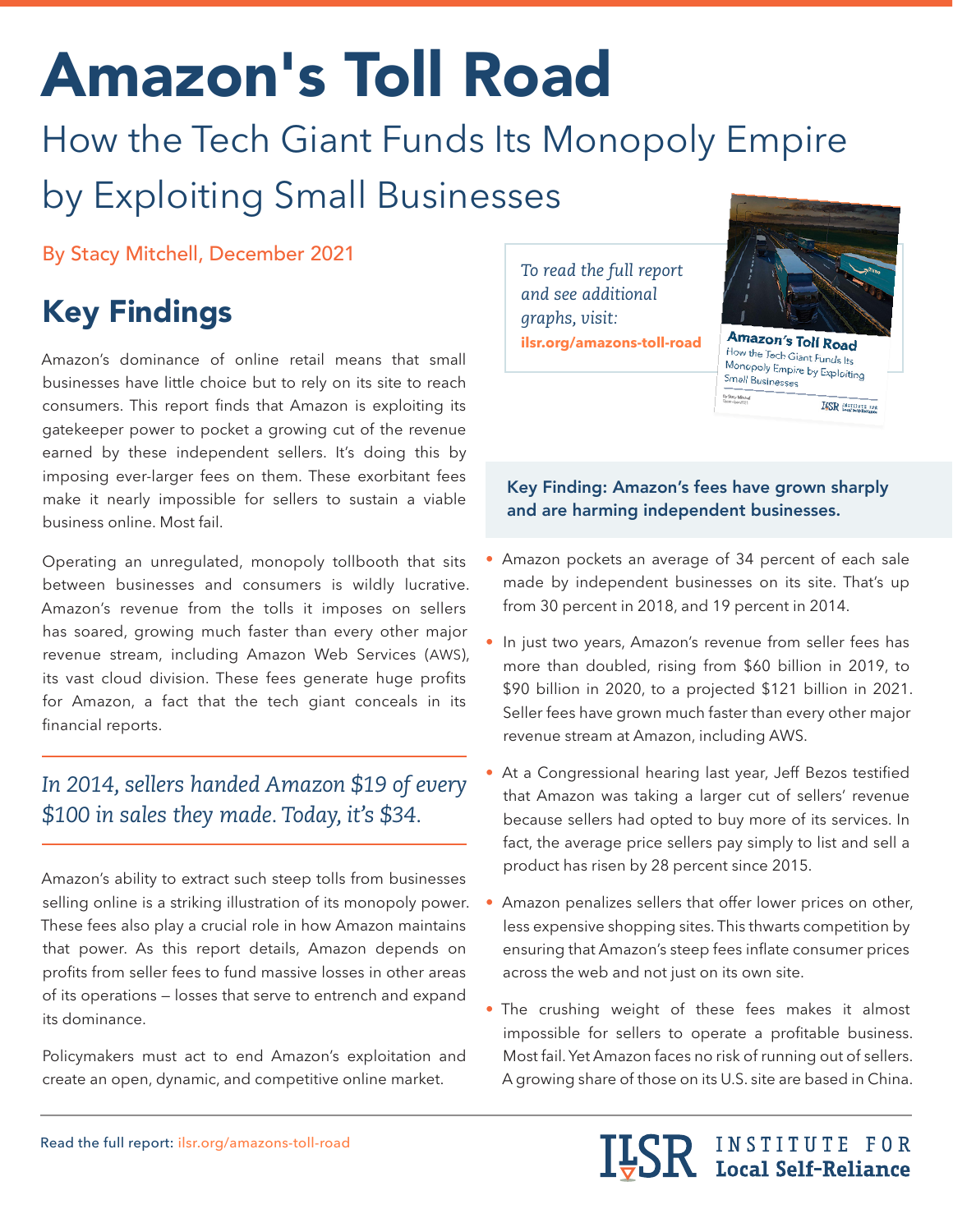# Amazon's Toll Road

## How the Tech Giant Funds Its Monopoly Empire by Exploiting Small Businesses

By Stacy Mitchell, December 2021

## Key Findings

Amazon's dominance of online retail means that small businesses have little choice but to rely on its site to reach consumers. This report finds that Amazon is exploiting its gatekeeper power to pocket a growing cut of the revenue earned by these independent sellers. It's doing this by imposing ever-larger fees on them. These exorbitant fees make it nearly impossible for sellers to sustain a viable business online. Most fail.

Operating an unregulated, monopoly tollbooth that sits between businesses and consumers is wildly lucrative. Amazon's revenue from the tolls it imposes on sellers has soared, growing much faster than every other major revenue stream, including Amazon Web Services (AWS), its vast cloud division. These fees generate huge profits for Amazon, a fact that the tech giant conceals in its financial reports.

*In 2014, sellers handed Amazon $19 of every $100 in sales they made. Today, it's $34.*

Amazon's ability to extract such steep tolls from businesses selling online is a striking illustration of its monopoly power. These fees also play a crucial role in how Amazon maintains that power. As this report details, Amazon depends on profits from seller fees to fund massive losses in other areas of its operations — losses that serve to entrench and expand its dominance.

Policymakers must act to end Amazon's exploitation and create an open, dynamic, and competitive online market.

*To read the full report and see additional graphs, visit:* **ilsr.org/amazons-toll-road**

**Key Finding: Amazon's fees have grown sharply and are harming independent businesses.**

- Amazon pockets an average of 34 percent of each sale made by independent businesses on its site. That's up from 30 percent in 2018, and 19 percent in 2014.
- In just two years, Amazon's revenue from seller fees has more than doubled, rising from $60 billion in 2019, to $90 billion in 2020, to a projected $121 billion in 2021. Seller fees have grown much faster than every other major revenue stream at Amazon, including AWS.
- At a Congressional hearing last year, Jeff Bezos testified that Amazon was taking a larger cut of sellers' revenue because sellers had opted to buy more of its services. In fact, the average price sellers pay simply to list and sell a product has risen by 28 percent since 2015.
- Amazon penalizes sellers that offer lower prices on other, less expensive shopping sites. This thwarts competition by ensuring that Amazon's steep fees inflate consumer prices across the web and not just on its own site.
- The crushing weight of these fees makes it almost impossible for sellers to operate a profitable business. Most fail. Yet Amazon faces no risk of running out of sellers. A growing share of those on its U.S. site are based in China.

Read the full report: ilsr.org/amazons-toll-road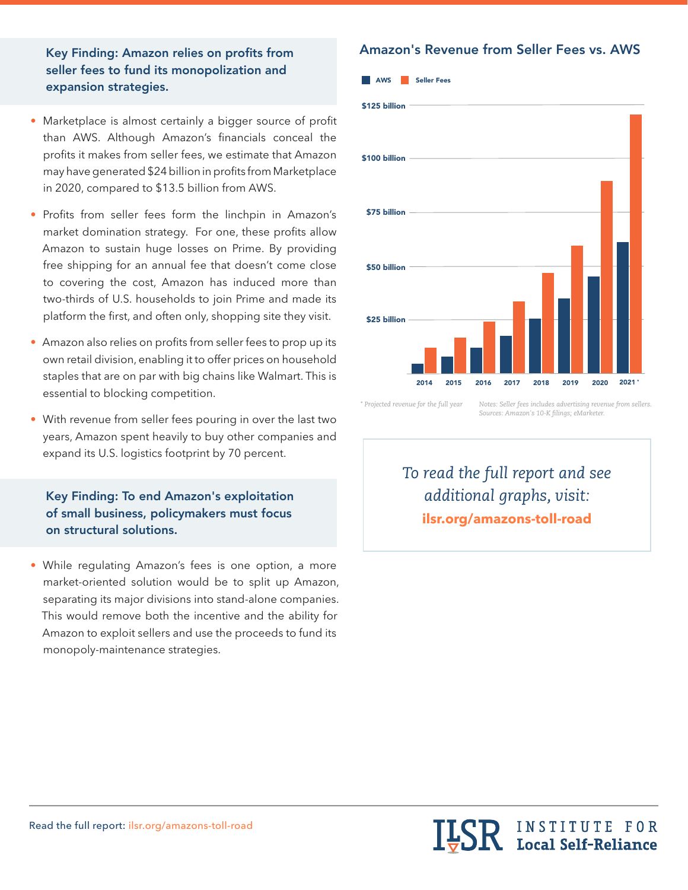### Key Finding: Amazon relies on profits from seller fees to fund its monopolization and expansion strategies.

- Marketplace is almost certainly a bigger source of profit than AWS. Although Amazon's financials conceal the profits it makes from seller fees, we estimate that Amazon may have generated $24 billion in profits from Marketplace in 2020, compared to $13.5 billion from AWS.
- Profits from seller fees form the linchpin in Amazon's market domination strategy. For one, these profits allow Amazon to sustain huge losses on Prime. By providing free shipping for an annual fee that doesn't come close to covering the cost, Amazon has induced more than two-thirds of U.S. households to join Prime and made its platform the first, and often only, shopping site they visit.
- Amazon also relies on profits from seller fees to prop up its own retail division, enabling it to offer prices on household staples that are on par with big chains like Walmart. This is essential to blocking competition.
- With revenue from seller fees pouring in over the last two years, Amazon spent heavily to buy other companies and expand its U.S. logistics footprint by 70 percent.

### Key Finding: To end Amazon's exploitation of small business, policymakers must focus on structural solutions.

- While regulating Amazon's fees is one option, a more market-oriented solution would be to split up Amazon, separating its major divisions into stand-alone companies. This would remove both the incentive and the ability for Amazon to exploit sellers and use the proceeds to fund its monopoly-maintenance strategies.

## Amazon's Revenue from Seller Fees vs. AWS

AWS
Seller Fees

$125 billion
$100 billion
$75 billion
$50 billion
$25 billion

2014 2015 2016 2017 2018 2019 2020 2021*

*\* Projected revenue for the full year*

*Notes: Seller fees includes advertising revenue from sellers.*
*Sources: Amazon's 10-K filings; eMarketer.*

*To read the full report and see additional graphs, visit:*
**ilsr.org/amazons-toll-road**

Read the full report: ilsr.org/amazons-toll-road

ILSR INSTITUTE FOR Local Self-Reliance